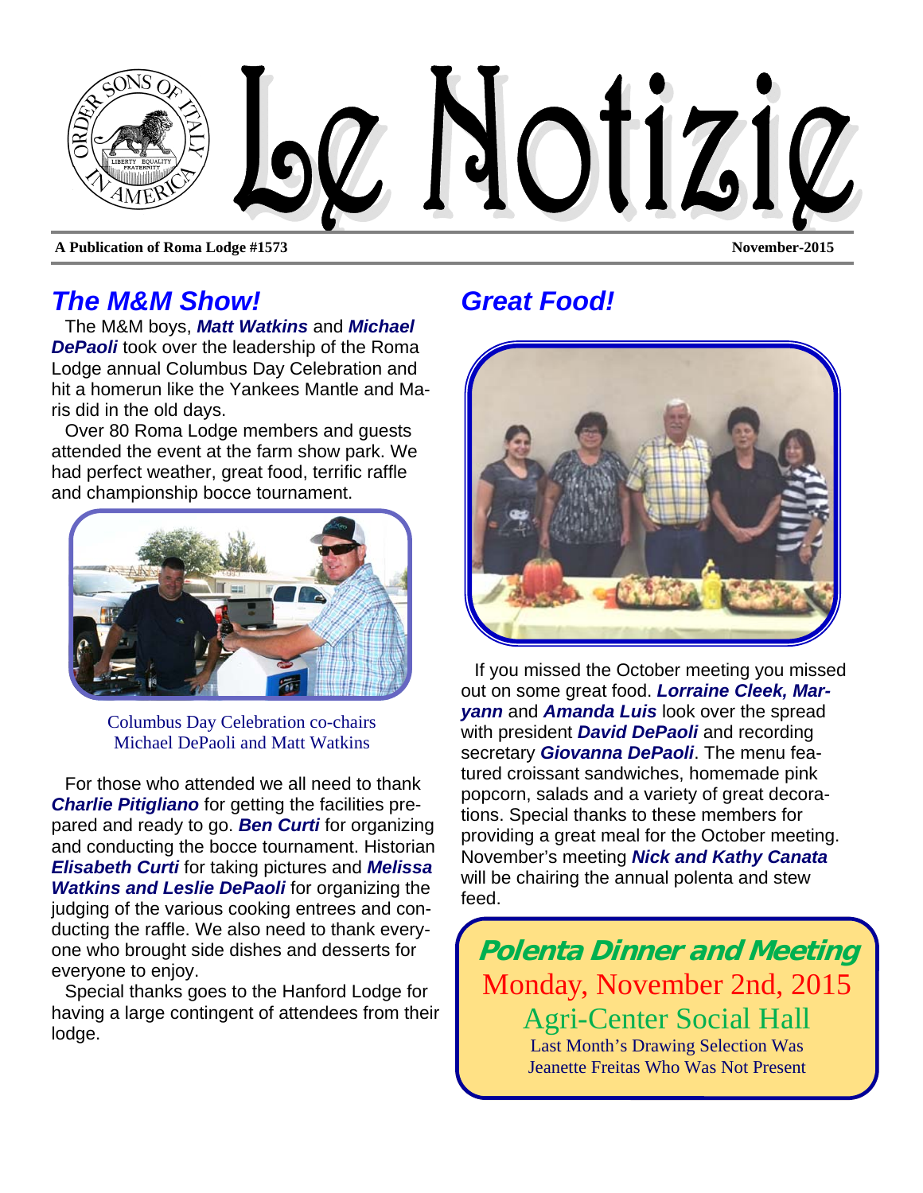# Le Notizie

**A Publication of Roma Lodge #1573** — **November-2015**

## The M&M Show!

The M&M boys, ***Matt Watkins*** and ***Michael DePaoli*** took over the leadership of the Roma Lodge annual Columbus Day Celebration and hit a homerun like the Yankees Mantle and Maris did in the old days.

Over 80 Roma Lodge members and guests attended the event at the farm show park. We had perfect weather, great food, terrific raffle and championship bocce tournament.

Columbus Day Celebration co-chairs Michael DePaoli and Matt Watkins

For those who attended we all need to thank ***Charlie Pitigliano*** for getting the facilities prepared and ready to go. ***Ben Curti*** for organizing and conducting the bocce tournament. Historian ***Elisabeth Curti*** for taking pictures and ***Melissa Watkins and Leslie DePaoli*** for organizing the judging of the various cooking entrees and conducting the raffle. We also need to thank everyone who brought side dishes and desserts for everyone to enjoy.

Special thanks goes to the Hanford Lodge for having a large contingent of attendees from their lodge.

## Great Food!

If you missed the October meeting you missed out on some great food. ***Lorraine Cleek, Maryann*** and ***Amanda Luis*** look over the spread with president ***David DePaoli*** and recording secretary ***Giovanna DePaoli***. The menu featured croissant sandwiches, homemade pink popcorn, salads and a variety of great decorations. Special thanks to these members for providing a great meal for the October meeting. November's meeting ***Nick and Kathy Canata*** will be chairing the annual polenta and stew feed.

**Polenta Dinner and Meeting**

Monday, November 2nd, 2015

Agri-Center Social Hall

Last Month's Drawing Selection Was Jeanette Freitas Who Was Not Present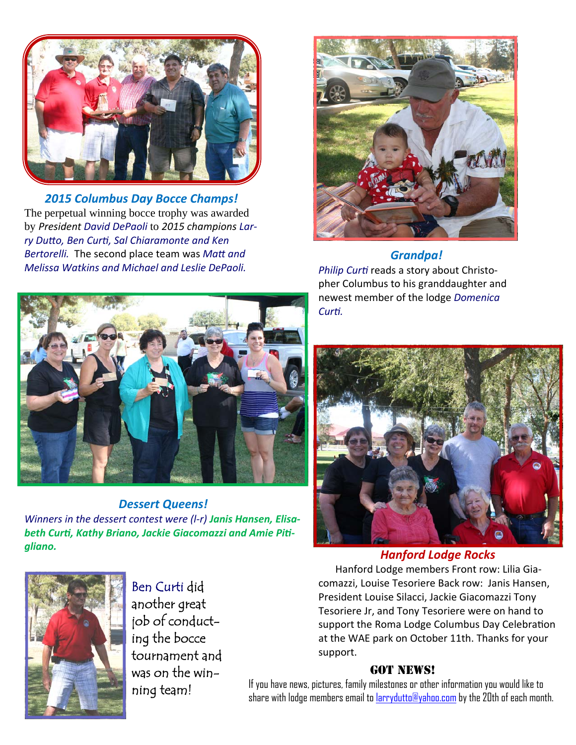### *2015 Columbus Day Bocce Champs!*

The perpetual winning bocce trophy was awarded by *President David DePaoli* to *2015 champions Larry Dutto, Ben Curti, Sal Chiaramonte and Ken Bertorelli.* The second place team was *Matt and Melissa Watkins and Michael and Leslie DePaoli.*

### *Grandpa!*

*Philip Curti* reads a story about Christopher Columbus to his granddaughter and newest member of the lodge *Domenica Curti.*

### *Dessert Queens!*

*Winners in the dessert contest were (l-r)* ***Janis Hansen, Elisabeth Curti, Kathy Briano, Jackie Giacomazzi and Amie Pitigliano.***

### *Hanford Lodge Rocks*

Hanford Lodge members Front row: Lilia Giacomazzi, Louise Tesoriere Back row: Janis Hansen, President Louise Silacci, Jackie Giacomazzi Tony Tesoriere Jr, and Tony Tesoriere were on hand to support the Roma Lodge Columbus Day Celebration at the WAE park on October 11th. Thanks for your support.

Ben Curti did another great job of conducting the bocce tournament and was on the winning team!

### GOT NEWS!

If you have news, pictures, family milestones or other information you would like to share with lodge members email to larrydutto@yahoo.com by the 20th of each month.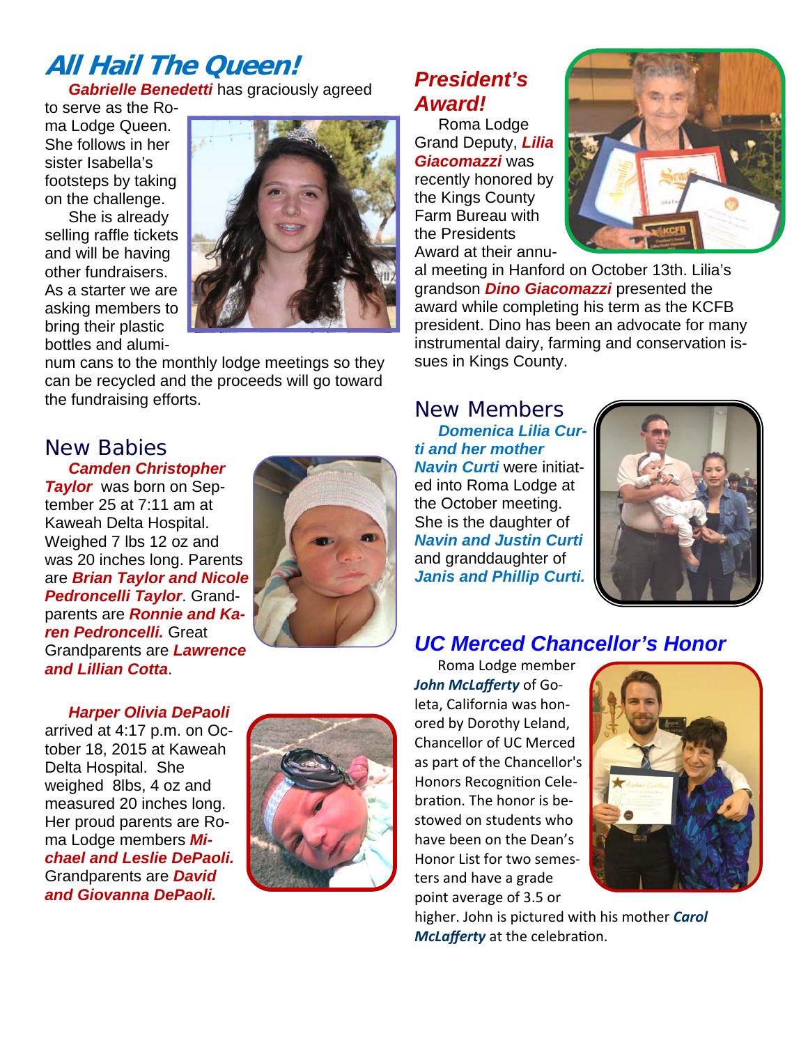# All Hail The Queen!

***Gabrielle Benedetti*** has graciously agreed to serve as the Roma Lodge Queen. She follows in her sister Isabella's footsteps by taking on the challenge.

She is already selling raffle tickets and will be having other fundraisers. As a starter we are asking members to bring their plastic bottles and aluminum cans to the monthly lodge meetings so they can be recycled and the proceeds will go toward the fundraising efforts.

## New Babies

***Camden Christopher Taylor*** was born on September 25 at 7:11 am at Kaweah Delta Hospital. Weighed 7 lbs 12 oz and was 20 inches long. Parents are ***Brian Taylor and Nicole Pedroncelli Taylor***. Grandparents are ***Ronnie and Karen Pedroncelli.*** Great Grandparents are ***Lawrence and Lillian Cotta***.

***Harper Olivia DePaoli*** arrived at 4:17 p.m. on October 18, 2015 at Kaweah Delta Hospital. She weighed 8lbs, 4 oz and measured 20 inches long. Her proud parents are Roma Lodge members ***Michael and Leslie DePaoli.*** Grandparents are ***David and Giovanna DePaoli.***

## President's Award!

Roma Lodge Grand Deputy, ***Lilia Giacomazzi*** was recently honored by the Kings County Farm Bureau with the Presidents Award at their annual meeting in Hanford on October 13th. Lilia's grandson ***Dino Giacomazzi*** presented the award while completing his term as the KCFB president. Dino has been an advocate for many instrumental dairy, farming and conservation issues in Kings County.

## New Members

***Domenica Lilia Curti and her mother Navin Curti*** were initiated into Roma Lodge at the October meeting. She is the daughter of ***Navin and Justin Curti*** and granddaughter of ***Janis and Phillip Curti.***

## UC Merced Chancellor's Honor

Roma Lodge member ***John McLafferty*** of Goleta, California was honored by Dorothy Leland, Chancellor of UC Merced as part of the Chancellor's Honors Recognition Celebration. The honor is bestowed on students who have been on the Dean's Honor List for two semesters and have a grade point average of 3.5 or higher. John is pictured with his mother ***Carol McLafferty*** at the celebration.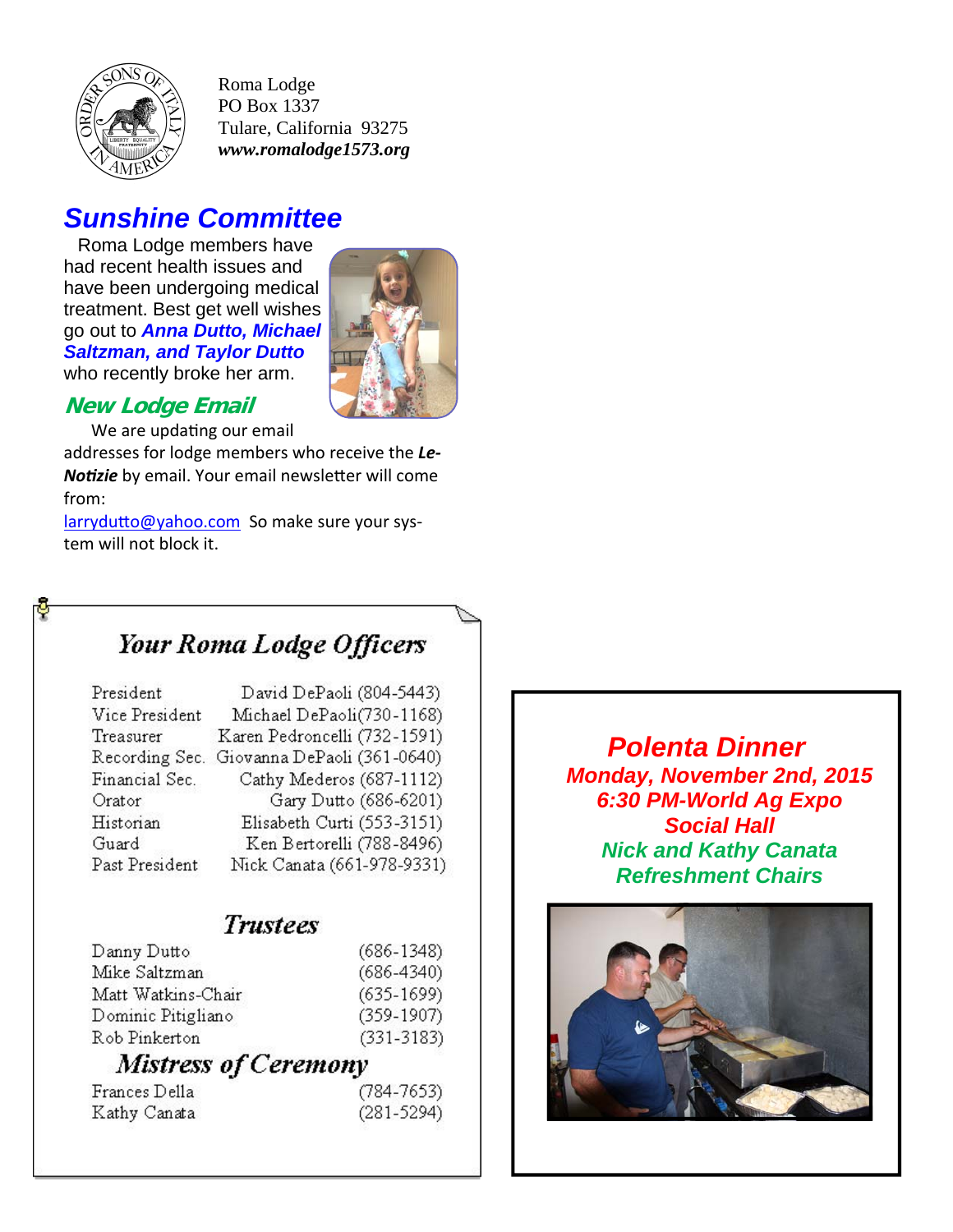Roma Lodge
PO Box 1337
Tulare, California 93275
***www.romalodge1573.org***

## Sunshine Committee

Roma Lodge members have had recent health issues and have been undergoing medical treatment. Best get well wishes go out to ***Anna Dutto, Michael Saltzman, and Taylor Dutto*** who recently broke her arm.

### New Lodge Email

We are updating our email addresses for lodge members who receive the ***Le-Notizie*** by email. Your email newsletter will come from:

larrydutto@yahoo.com So make sure your system will not block it.

## Your Roma Lodge Officers

| | |
|---|---|
| President | David DePaoli (804-5443) |
| Vice President | Michael DePaoli(730-1168) |
| Treasurer | Karen Pedroncelli (732-1591) |
| Recording Sec. | Giovanna DePaoli (361-0640) |
| Financial Sec. | Cathy Mederos (687-1112) |
| Orator | Gary Dutto (686-6201) |
| Historian | Elisabeth Curti (553-3151) |
| Guard | Ken Bertorelli (788-8496) |
| Past President | Nick Canata (661-978-9331) |

### Trustees

| | |
|---|---|
| Danny Dutto | (686-1348) |
| Mike Saltzman | (686-4340) |
| Matt Watkins-Chair | (635-1699) |
| Dominic Pitigliano | (359-1907) |
| Rob Pinkerton | (331-3183) |

### Mistress of Ceremony

| | |
|---|---|
| Frances Della | (784-7653) |
| Kathy Canata | (281-5294) |

## Polenta Dinner

***Monday, November 2nd, 2015***
***6:30 PM-World Ag Expo Social Hall***
***Nick and Kathy Canata Refreshment Chairs***